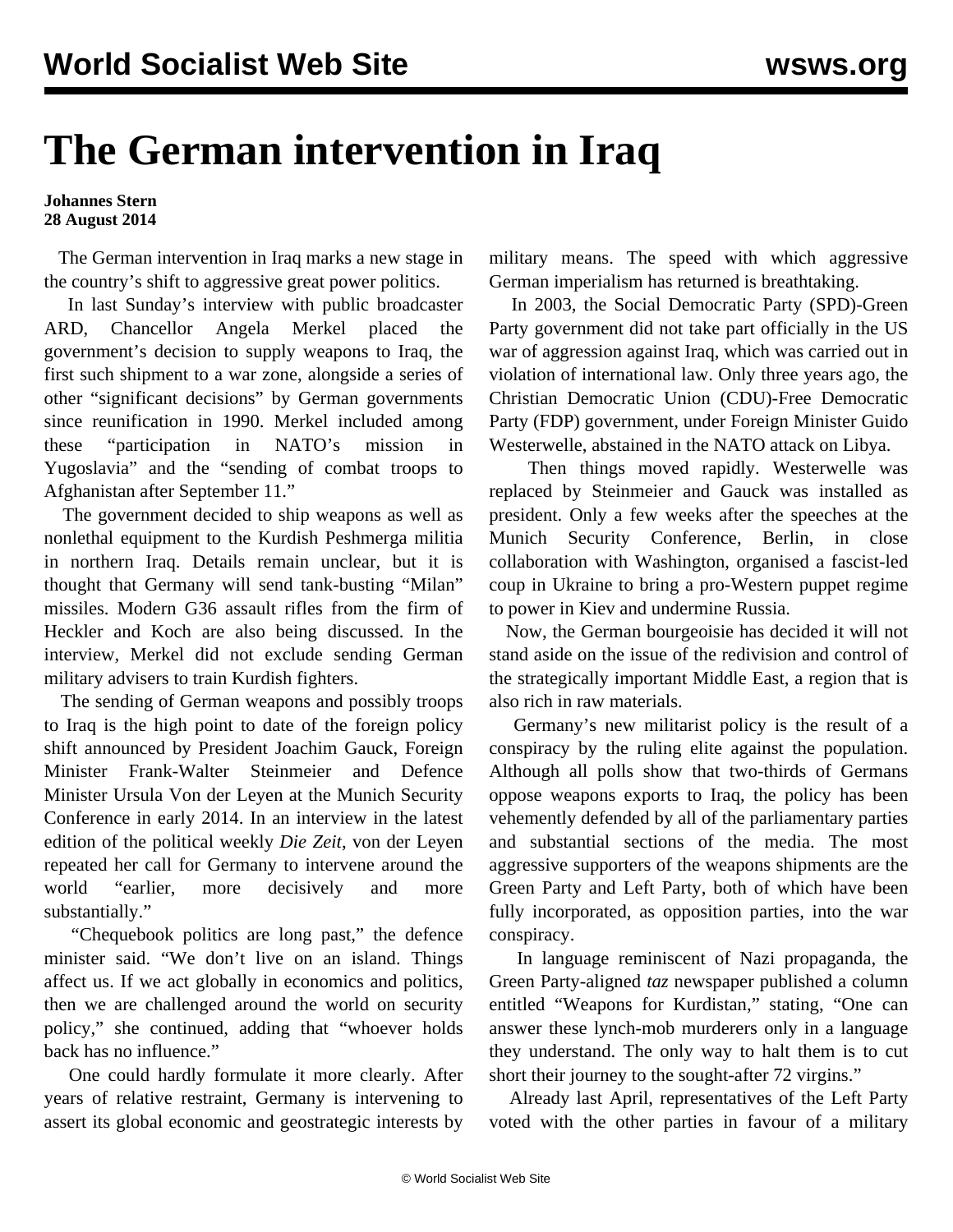# The German intervention in Iraq

**Johannes Stern**
**28 August 2014**

The German intervention in Iraq marks a new stage in the country's shift to aggressive great power politics.

In last Sunday's interview with public broadcaster ARD, Chancellor Angela Merkel placed the government's decision to supply weapons to Iraq, the first such shipment to a war zone, alongside a series of other "significant decisions" by German governments since reunification in 1990. Merkel included among these "participation in NATO's mission in Yugoslavia" and the "sending of combat troops to Afghanistan after September 11."

The government decided to ship weapons as well as nonlethal equipment to the Kurdish Peshmerga militia in northern Iraq. Details remain unclear, but it is thought that Germany will send tank-busting "Milan" missiles. Modern G36 assault rifles from the firm of Heckler and Koch are also being discussed. In the interview, Merkel did not exclude sending German military advisers to train Kurdish fighters.

The sending of German weapons and possibly troops to Iraq is the high point to date of the foreign policy shift announced by President Joachim Gauck, Foreign Minister Frank-Walter Steinmeier and Defence Minister Ursula Von der Leyen at the Munich Security Conference in early 2014. In an interview in the latest edition of the political weekly *Die Zeit*, von der Leyen repeated her call for Germany to intervene around the world "earlier, more decisively and more substantially."

"Chequebook politics are long past," the defence minister said. "We don't live on an island. Things affect us. If we act globally in economics and politics, then we are challenged around the world on security policy," she continued, adding that "whoever holds back has no influence."

One could hardly formulate it more clearly. After years of relative restraint, Germany is intervening to assert its global economic and geostrategic interests by military means. The speed with which aggressive German imperialism has returned is breathtaking.

In 2003, the Social Democratic Party (SPD)-Green Party government did not take part officially in the US war of aggression against Iraq, which was carried out in violation of international law. Only three years ago, the Christian Democratic Union (CDU)-Free Democratic Party (FDP) government, under Foreign Minister Guido Westerwelle, abstained in the NATO attack on Libya.

Then things moved rapidly. Westerwelle was replaced by Steinmeier and Gauck was installed as president. Only a few weeks after the speeches at the Munich Security Conference, Berlin, in close collaboration with Washington, organised a fascist-led coup in Ukraine to bring a pro-Western puppet regime to power in Kiev and undermine Russia.

Now, the German bourgeoisie has decided it will not stand aside on the issue of the redivision and control of the strategically important Middle East, a region that is also rich in raw materials.

Germany's new militarist policy is the result of a conspiracy by the ruling elite against the population. Although all polls show that two-thirds of Germans oppose weapons exports to Iraq, the policy has been vehemently defended by all of the parliamentary parties and substantial sections of the media. The most aggressive supporters of the weapons shipments are the Green Party and Left Party, both of which have been fully incorporated, as opposition parties, into the war conspiracy.

In language reminiscent of Nazi propaganda, the Green Party-aligned *taz* newspaper published a column entitled "Weapons for Kurdistan," stating, "One can answer these lynch-mob murderers only in a language they understand. The only way to halt them is to cut short their journey to the sought-after 72 virgins."

Already last April, representatives of the Left Party voted with the other parties in favour of a military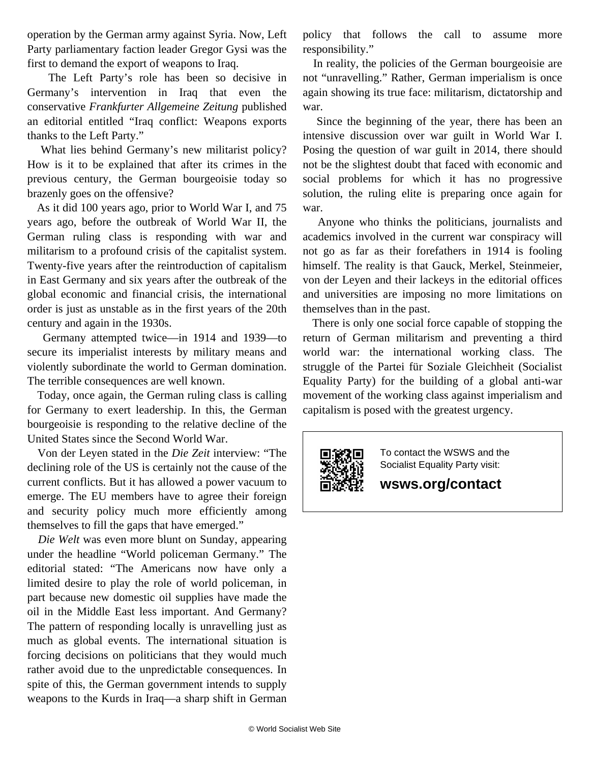operation by the German army against Syria. Now, Left Party parliamentary faction leader Gregor Gysi was the first to demand the export of weapons to Iraq.

The Left Party's role has been so decisive in Germany's intervention in Iraq that even the conservative *Frankfurter Allgemeine Zeitung* published an editorial entitled "Iraq conflict: Weapons exports thanks to the Left Party."

What lies behind Germany's new militarist policy? How is it to be explained that after its crimes in the previous century, the German bourgeoisie today so brazenly goes on the offensive?

As it did 100 years ago, prior to World War I, and 75 years ago, before the outbreak of World War II, the German ruling class is responding with war and militarism to a profound crisis of the capitalist system. Twenty-five years after the reintroduction of capitalism in East Germany and six years after the outbreak of the global economic and financial crisis, the international order is just as unstable as in the first years of the 20th century and again in the 1930s.

Germany attempted twice—in 1914 and 1939—to secure its imperialist interests by military means and violently subordinate the world to German domination. The terrible consequences are well known.

Today, once again, the German ruling class is calling for Germany to exert leadership. In this, the German bourgeoisie is responding to the relative decline of the United States since the Second World War.

Von der Leyen stated in the *Die Zeit* interview: "The declining role of the US is certainly not the cause of the current conflicts. But it has allowed a power vacuum to emerge. The EU members have to agree their foreign and security policy much more efficiently among themselves to fill the gaps that have emerged."

*Die Welt* was even more blunt on Sunday, appearing under the headline "World policeman Germany." The editorial stated: "The Americans now have only a limited desire to play the role of world policeman, in part because new domestic oil supplies have made the oil in the Middle East less important. And Germany? The pattern of responding locally is unravelling just as much as global events. The international situation is forcing decisions on politicians that they would much rather avoid due to the unpredictable consequences. In spite of this, the German government intends to supply weapons to the Kurds in Iraq—a sharp shift in German policy that follows the call to assume more responsibility."

In reality, the policies of the German bourgeoisie are not "unravelling." Rather, German imperialism is once again showing its true face: militarism, dictatorship and war.

Since the beginning of the year, there has been an intensive discussion over war guilt in World War I. Posing the question of war guilt in 2014, there should not be the slightest doubt that faced with economic and social problems for which it has no progressive solution, the ruling elite is preparing once again for war.

Anyone who thinks the politicians, journalists and academics involved in the current war conspiracy will not go as far as their forefathers in 1914 is fooling himself. The reality is that Gauck, Merkel, Steinmeier, von der Leyen and their lackeys in the editorial offices and universities are imposing no more limitations on themselves than in the past.

There is only one social force capable of stopping the return of German militarism and preventing a third world war: the international working class. The struggle of the Partei für Soziale Gleichheit (Socialist Equality Party) for the building of a global anti-war movement of the working class against imperialism and capitalism is posed with the greatest urgency.

To contact the WSWS and the Socialist Equality Party visit:

**wsws.org/contact**